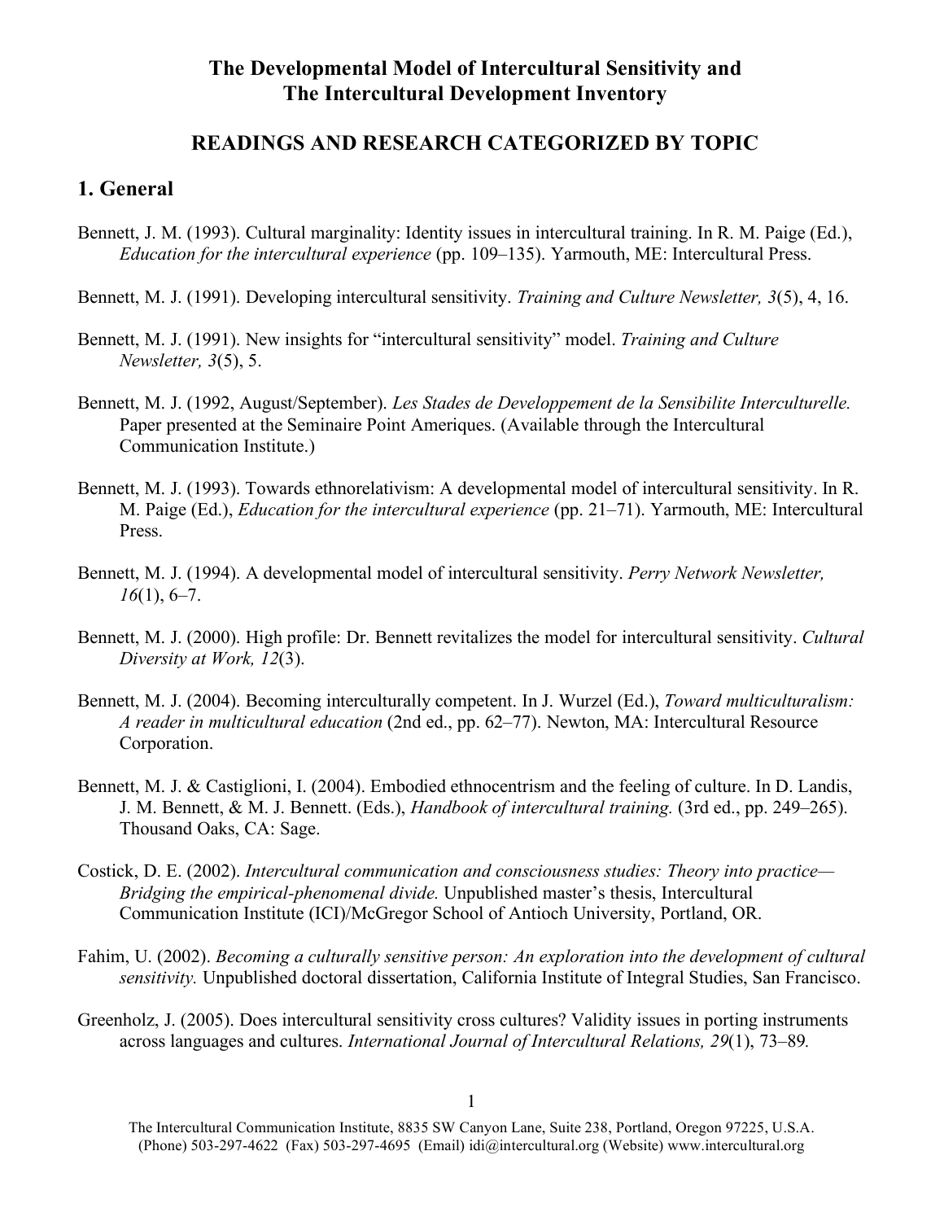# The Developmental Model of Intercultural Sensitivity and The Intercultural Development Inventory

## READINGS AND RESEARCH CATEGORIZED BY TOPIC

## 1. General

Bennett, J. M. (1993). Cultural marginality: Identity issues in intercultural training. In R. M. Paige (Ed.), *Education for the intercultural experience* (pp. 109–135). Yarmouth, ME: Intercultural Press.

Bennett, M. J. (1991). Developing intercultural sensitivity. *Training and Culture Newsletter, 3*(5), 4, 16.

Bennett, M. J. (1991). New insights for "intercultural sensitivity" model. *Training and Culture Newsletter, 3*(5), 5.

Bennett, M. J. (1992, August/September). *Les Stades de Developpement de la Sensibilite Interculturelle.* Paper presented at the Seminaire Point Ameriques. (Available through the Intercultural Communication Institute.)

Bennett, M. J. (1993). Towards ethnorelativism: A developmental model of intercultural sensitivity. In R. M. Paige (Ed.), *Education for the intercultural experience* (pp. 21–71). Yarmouth, ME: Intercultural Press.

Bennett, M. J. (1994). A developmental model of intercultural sensitivity. *Perry Network Newsletter, 16*(1), 6–7.

Bennett, M. J. (2000). High profile: Dr. Bennett revitalizes the model for intercultural sensitivity. *Cultural Diversity at Work, 12*(3).

Bennett, M. J. (2004). Becoming interculturally competent. In J. Wurzel (Ed.), *Toward multiculturalism: A reader in multicultural education* (2nd ed., pp. 62–77). Newton, MA: Intercultural Resource Corporation.

Bennett, M. J. & Castiglioni, I. (2004). Embodied ethnocentrism and the feeling of culture. In D. Landis, J. M. Bennett, & M. J. Bennett. (Eds.), *Handbook of intercultural training.* (3rd ed., pp. 249–265). Thousand Oaks, CA: Sage.

Costick, D. E. (2002). *Intercultural communication and consciousness studies: Theory into practice—Bridging the empirical-phenomenal divide.* Unpublished master's thesis, Intercultural Communication Institute (ICI)/McGregor School of Antioch University, Portland, OR.

Fahim, U. (2002). *Becoming a culturally sensitive person: An exploration into the development of cultural sensitivity.* Unpublished doctoral dissertation, California Institute of Integral Studies, San Francisco.

Greenholz, J. (2005). Does intercultural sensitivity cross cultures? Validity issues in porting instruments across languages and cultures. *International Journal of Intercultural Relations, 29*(1), 73–89.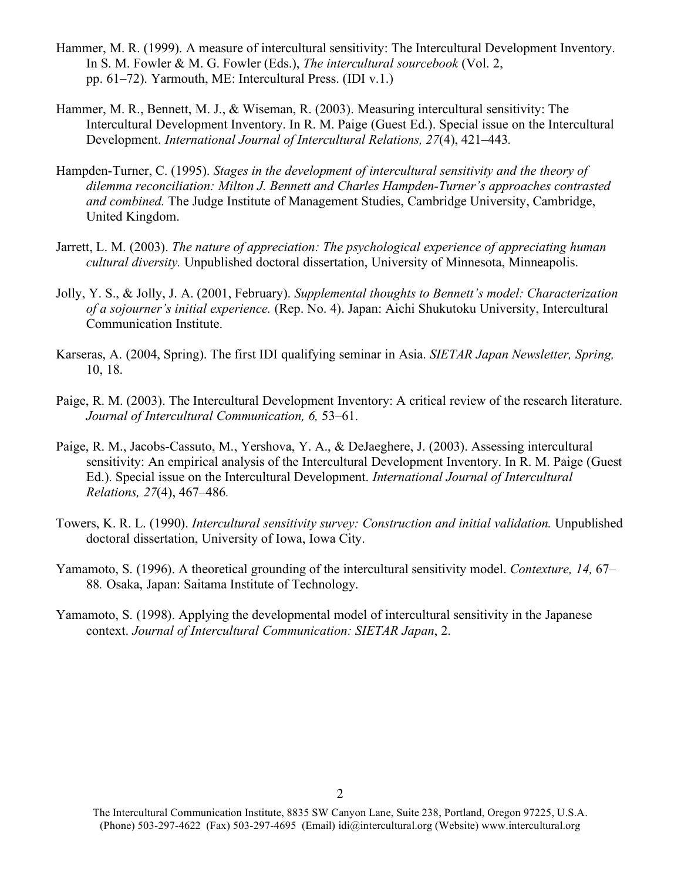Hammer, M. R. (1999). A measure of intercultural sensitivity: The Intercultural Development Inventory. In S. M. Fowler & M. G. Fowler (Eds.), *The intercultural sourcebook* (Vol. 2, pp. 61–72). Yarmouth, ME: Intercultural Press. (IDI v.1.)

Hammer, M. R., Bennett, M. J., & Wiseman, R. (2003). Measuring intercultural sensitivity: The Intercultural Development Inventory. In R. M. Paige (Guest Ed.). Special issue on the Intercultural Development. *International Journal of Intercultural Relations, 27*(4), 421–443.

Hampden-Turner, C. (1995). *Stages in the development of intercultural sensitivity and the theory of dilemma reconciliation: Milton J. Bennett and Charles Hampden-Turner's approaches contrasted and combined.* The Judge Institute of Management Studies, Cambridge University, Cambridge, United Kingdom.

Jarrett, L. M. (2003). *The nature of appreciation: The psychological experience of appreciating human cultural diversity.* Unpublished doctoral dissertation, University of Minnesota, Minneapolis.

Jolly, Y. S., & Jolly, J. A. (2001, February). *Supplemental thoughts to Bennett's model: Characterization of a sojourner's initial experience.* (Rep. No. 4). Japan: Aichi Shukutoku University, Intercultural Communication Institute.

Karseras, A. (2004, Spring). The first IDI qualifying seminar in Asia. *SIETAR Japan Newsletter, Spring,* 10, 18.

Paige, R. M. (2003). The Intercultural Development Inventory: A critical review of the research literature. *Journal of Intercultural Communication, 6,* 53–61.

Paige, R. M., Jacobs-Cassuto, M., Yershova, Y. A., & DeJaeghere, J. (2003). Assessing intercultural sensitivity: An empirical analysis of the Intercultural Development Inventory. In R. M. Paige (Guest Ed.). Special issue on the Intercultural Development. *International Journal of Intercultural Relations, 27*(4), 467–486.

Towers, K. R. L. (1990). *Intercultural sensitivity survey: Construction and initial validation.* Unpublished doctoral dissertation, University of Iowa, Iowa City.

Yamamoto, S. (1996). A theoretical grounding of the intercultural sensitivity model. *Contexture, 14,* 67–88. Osaka, Japan: Saitama Institute of Technology.

Yamamoto, S. (1998). Applying the developmental model of intercultural sensitivity in the Japanese context. *Journal of Intercultural Communication: SIETAR Japan*, 2.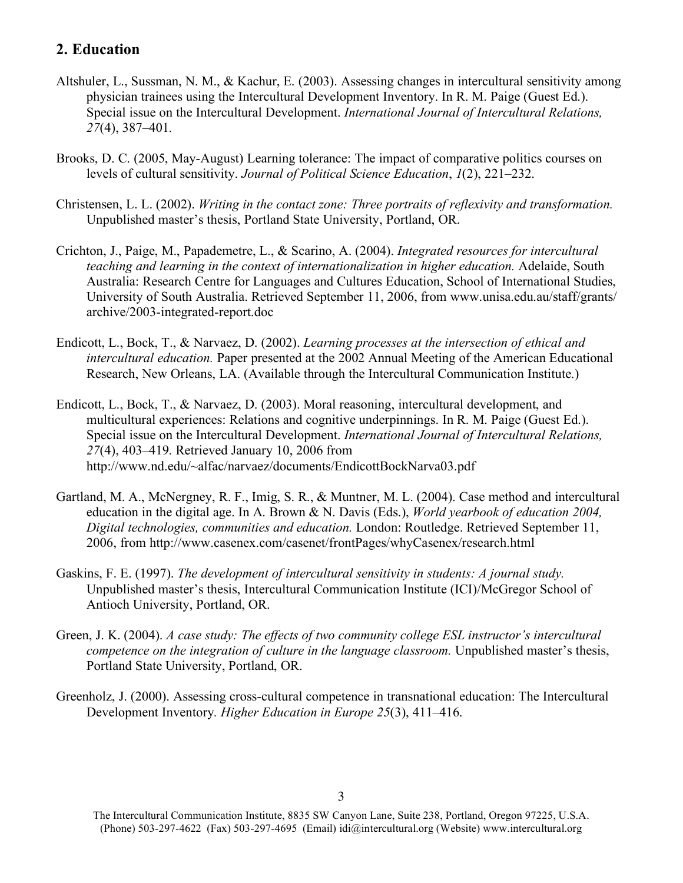## 2. Education

Altshuler, L., Sussman, N. M., & Kachur, E. (2003). Assessing changes in intercultural sensitivity among physician trainees using the Intercultural Development Inventory. In R. M. Paige (Guest Ed.). Special issue on the Intercultural Development. *International Journal of Intercultural Relations, 27*(4), 387–401.

Brooks, D. C. (2005, May-August) Learning tolerance: The impact of comparative politics courses on levels of cultural sensitivity. *Journal of Political Science Education*, *1*(2), 221–232.

Christensen, L. L. (2002). *Writing in the contact zone: Three portraits of reflexivity and transformation.* Unpublished master's thesis, Portland State University, Portland, OR.

Crichton, J., Paige, M., Papademetre, L., & Scarino, A. (2004). *Integrated resources for intercultural teaching and learning in the context of internationalization in higher education.* Adelaide, South Australia: Research Centre for Languages and Cultures Education, School of International Studies, University of South Australia. Retrieved September 11, 2006, from www.unisa.edu.au/staff/grants/archive/2003-integrated-report.doc

Endicott, L., Bock, T., & Narvaez, D. (2002). *Learning processes at the intersection of ethical and intercultural education.* Paper presented at the 2002 Annual Meeting of the American Educational Research, New Orleans, LA. (Available through the Intercultural Communication Institute.)

Endicott, L., Bock, T., & Narvaez, D. (2003). Moral reasoning, intercultural development, and multicultural experiences: Relations and cognitive underpinnings. In R. M. Paige (Guest Ed.). Special issue on the Intercultural Development. *International Journal of Intercultural Relations, 27*(4), 403–419. Retrieved January 10, 2006 from http://www.nd.edu/~alfac/narvaez/documents/EndicottBockNarva03.pdf

Gartland, M. A., McNergney, R. F., Imig, S. R., & Muntner, M. L. (2004). Case method and intercultural education in the digital age. In A. Brown & N. Davis (Eds.), *World yearbook of education 2004, Digital technologies, communities and education.* London: Routledge. Retrieved September 11, 2006, from http://www.casenex.com/casenet/frontPages/whyCasenex/research.html

Gaskins, F. E. (1997). *The development of intercultural sensitivity in students: A journal study.* Unpublished master's thesis, Intercultural Communication Institute (ICI)/McGregor School of Antioch University, Portland, OR.

Green, J. K. (2004). *A case study: The effects of two community college ESL instructor's intercultural competence on the integration of culture in the language classroom.* Unpublished master's thesis, Portland State University, Portland, OR.

Greenholz, J. (2000). Assessing cross-cultural competence in transnational education: The Intercultural Development Inventory*. Higher Education in Europe 25*(3), 411–416.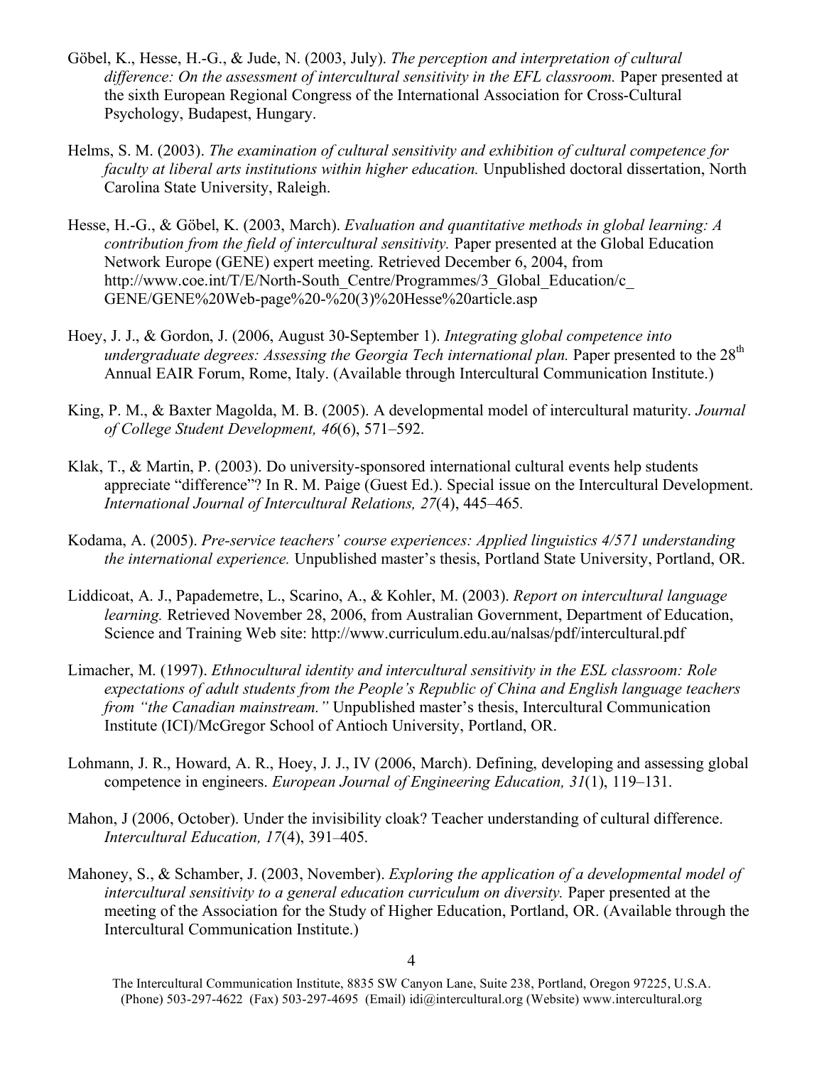Göbel, K., Hesse, H.-G., & Jude, N. (2003, July). *The perception and interpretation of cultural difference: On the assessment of intercultural sensitivity in the EFL classroom.* Paper presented at the sixth European Regional Congress of the International Association for Cross-Cultural Psychology, Budapest, Hungary.

Helms, S. M. (2003). *The examination of cultural sensitivity and exhibition of cultural competence for faculty at liberal arts institutions within higher education.* Unpublished doctoral dissertation, North Carolina State University, Raleigh.

Hesse, H.-G., & Göbel, K. (2003, March). *Evaluation and quantitative methods in global learning: A contribution from the field of intercultural sensitivity.* Paper presented at the Global Education Network Europe (GENE) expert meeting. Retrieved December 6, 2004, from http://www.coe.int/T/E/North-South_Centre/Programmes/3_Global_Education/c_GENE/GENE%20Web-page%20-%20(3)%20Hesse%20article.asp

Hoey, J. J., & Gordon, J. (2006, August 30-September 1). *Integrating global competence into undergraduate degrees: Assessing the Georgia Tech international plan.* Paper presented to the 28th Annual EAIR Forum, Rome, Italy. (Available through Intercultural Communication Institute.)

King, P. M., & Baxter Magolda, M. B. (2005). A developmental model of intercultural maturity. *Journal of College Student Development, 46*(6), 571–592.

Klak, T., & Martin, P. (2003). Do university-sponsored international cultural events help students appreciate "difference"? In R. M. Paige (Guest Ed.). Special issue on the Intercultural Development. *International Journal of Intercultural Relations, 27*(4), 445–465.

Kodama, A. (2005). *Pre-service teachers' course experiences: Applied linguistics 4/571 understanding the international experience.* Unpublished master's thesis, Portland State University, Portland, OR.

Liddicoat, A. J., Papademetre, L., Scarino, A., & Kohler, M. (2003). *Report on intercultural language learning.* Retrieved November 28, 2006, from Australian Government, Department of Education, Science and Training Web site: http://www.curriculum.edu.au/nalsas/pdf/intercultural.pdf

Limacher, M. (1997). *Ethnocultural identity and intercultural sensitivity in the ESL classroom: Role expectations of adult students from the People's Republic of China and English language teachers from "the Canadian mainstream."* Unpublished master's thesis, Intercultural Communication Institute (ICI)/McGregor School of Antioch University, Portland, OR.

Lohmann, J. R., Howard, A. R., Hoey, J. J., IV (2006, March). Defining, developing and assessing global competence in engineers. *European Journal of Engineering Education, 31*(1), 119–131.

Mahon, J (2006, October). Under the invisibility cloak? Teacher understanding of cultural difference. *Intercultural Education, 17*(4), 391–405.

Mahoney, S., & Schamber, J. (2003, November). *Exploring the application of a developmental model of intercultural sensitivity to a general education curriculum on diversity.* Paper presented at the meeting of the Association for the Study of Higher Education, Portland, OR. (Available through the Intercultural Communication Institute.)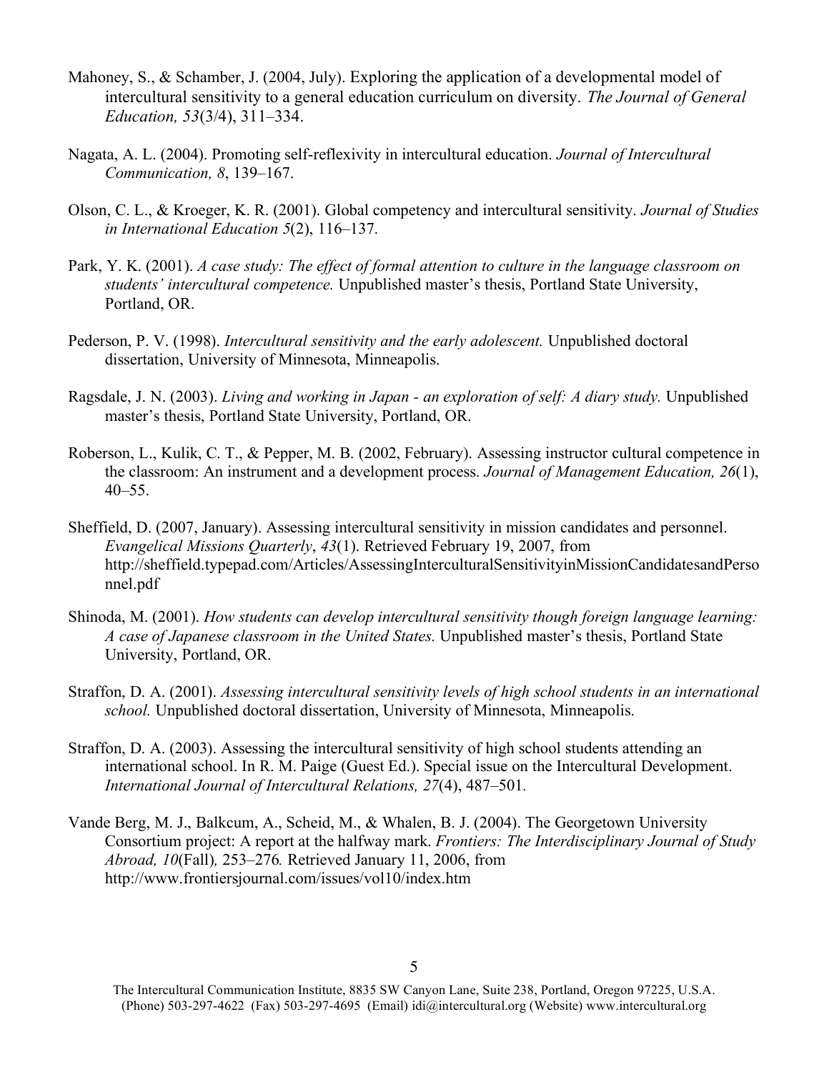Mahoney, S., & Schamber, J. (2004, July). Exploring the application of a developmental model of intercultural sensitivity to a general education curriculum on diversity. *The Journal of General Education, 53*(3/4), 311–334.

Nagata, A. L. (2004). Promoting self-reflexivity in intercultural education. *Journal of Intercultural Communication, 8*, 139–167.

Olson, C. L., & Kroeger, K. R. (2001). Global competency and intercultural sensitivity. *Journal of Studies in International Education 5*(2), 116–137.

Park, Y. K. (2001). *A case study: The effect of formal attention to culture in the language classroom on students' intercultural competence.* Unpublished master's thesis, Portland State University, Portland, OR.

Pederson, P. V. (1998). *Intercultural sensitivity and the early adolescent.* Unpublished doctoral dissertation, University of Minnesota, Minneapolis.

Ragsdale, J. N. (2003). *Living and working in Japan - an exploration of self: A diary study.* Unpublished master's thesis, Portland State University, Portland, OR.

Roberson, L., Kulik, C. T., & Pepper, M. B. (2002, February). Assessing instructor cultural competence in the classroom: An instrument and a development process. *Journal of Management Education, 26*(1), 40–55.

Sheffield, D. (2007, January). Assessing intercultural sensitivity in mission candidates and personnel. *Evangelical Missions Quarterly*, *43*(1). Retrieved February 19, 2007, from http://sheffield.typepad.com/Articles/AssessingInterculturalSensitivityinMissionCandidatesandPersonnel.pdf

Shinoda, M. (2001). *How students can develop intercultural sensitivity though foreign language learning: A case of Japanese classroom in the United States.* Unpublished master's thesis, Portland State University, Portland, OR.

Straffon, D. A. (2001). *Assessing intercultural sensitivity levels of high school students in an international school.* Unpublished doctoral dissertation, University of Minnesota, Minneapolis.

Straffon, D. A. (2003). Assessing the intercultural sensitivity of high school students attending an international school. In R. M. Paige (Guest Ed.). Special issue on the Intercultural Development. *International Journal of Intercultural Relations, 27*(4), 487–501.

Vande Berg, M. J., Balkcum, A., Scheid, M., & Whalen, B. J. (2004). The Georgetown University Consortium project: A report at the halfway mark. *Frontiers: The Interdisciplinary Journal of Study Abroad, 10*(Fall)*,* 253–276*.* Retrieved January 11, 2006, from http://www.frontiersjournal.com/issues/vol10/index.htm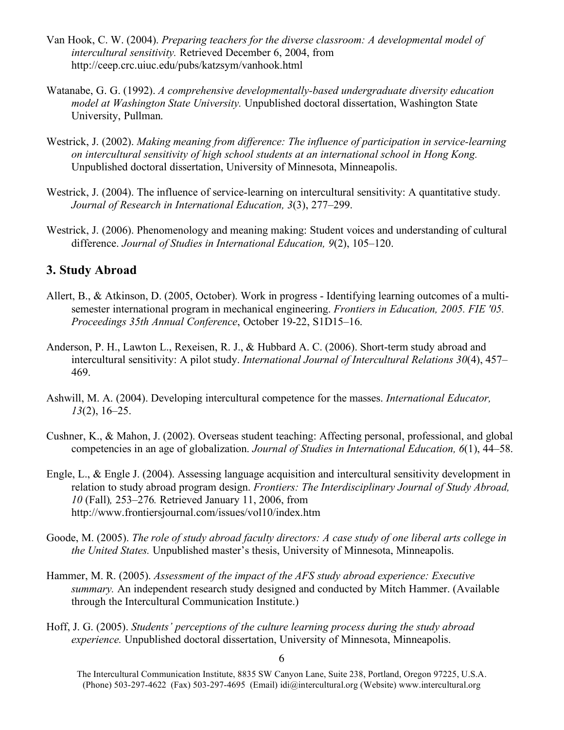Van Hook, C. W. (2004). *Preparing teachers for the diverse classroom: A developmental model of intercultural sensitivity.* Retrieved December 6, 2004, from http://ceep.crc.uiuc.edu/pubs/katzsym/vanhook.html

Watanabe, G. G. (1992). *A comprehensive developmentally-based undergraduate diversity education model at Washington State University.* Unpublished doctoral dissertation, Washington State University, Pullman.

Westrick, J. (2002). *Making meaning from difference: The influence of participation in service-learning on intercultural sensitivity of high school students at an international school in Hong Kong.* Unpublished doctoral dissertation, University of Minnesota, Minneapolis.

Westrick, J. (2004). The influence of service-learning on intercultural sensitivity: A quantitative study. *Journal of Research in International Education, 3*(3), 277–299.

Westrick, J. (2006). Phenomenology and meaning making: Student voices and understanding of cultural difference. *Journal of Studies in International Education, 9*(2), 105–120.

## 3. Study Abroad

Allert, B., & Atkinson, D. (2005, October). Work in progress - Identifying learning outcomes of a multi-semester international program in mechanical engineering. *Frontiers in Education, 2005. FIE '05. Proceedings 35th Annual Conference*, October 19-22, S1D15–16.

Anderson, P. H., Lawton L., Rexeisen, R. J., & Hubbard A. C. (2006). Short-term study abroad and intercultural sensitivity: A pilot study. *International Journal of Intercultural Relations 30*(4), 457–469.

Ashwill, M. A. (2004). Developing intercultural competence for the masses. *International Educator, 13*(2), 16–25.

Cushner, K., & Mahon, J. (2002). Overseas student teaching: Affecting personal, professional, and global competencies in an age of globalization. *Journal of Studies in International Education, 6*(1), 44–58.

Engle, L., & Engle J. (2004). Assessing language acquisition and intercultural sensitivity development in relation to study abroad program design. *Frontiers: The Interdisciplinary Journal of Study Abroad, 10* (Fall)*,* 253–276*.* Retrieved January 11, 2006, from http://www.frontiersjournal.com/issues/vol10/index.htm

Goode, M. (2005). *The role of study abroad faculty directors: A case study of one liberal arts college in the United States.* Unpublished master's thesis, University of Minnesota, Minneapolis.

Hammer, M. R. (2005). *Assessment of the impact of the AFS study abroad experience: Executive summary.* An independent research study designed and conducted by Mitch Hammer. (Available through the Intercultural Communication Institute.)

Hoff, J. G. (2005). *Students' perceptions of the culture learning process during the study abroad experience.* Unpublished doctoral dissertation, University of Minnesota, Minneapolis.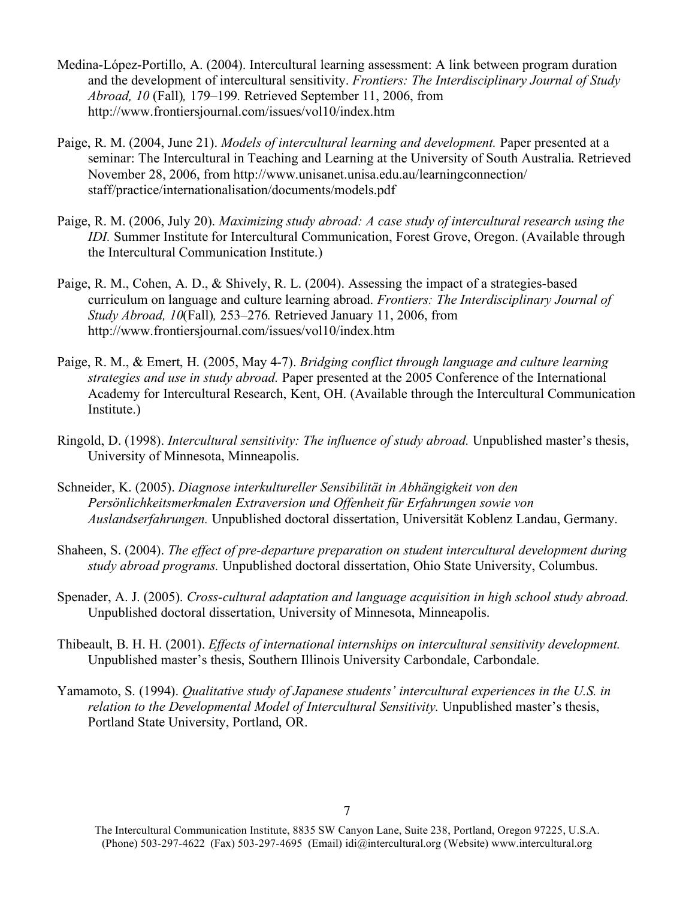Medina-López-Portillo, A. (2004). Intercultural learning assessment: A link between program duration and the development of intercultural sensitivity. *Frontiers: The Interdisciplinary Journal of Study Abroad, 10* (Fall), 179–199. Retrieved September 11, 2006, from http://www.frontiersjournal.com/issues/vol10/index.htm

Paige, R. M. (2004, June 21). *Models of intercultural learning and development.* Paper presented at a seminar: The Intercultural in Teaching and Learning at the University of South Australia. Retrieved November 28, 2006, from http://www.unisanet.unisa.edu.au/learningconnection/staff/practice/internationalisation/documents/models.pdf

Paige, R. M. (2006, July 20). *Maximizing study abroad: A case study of intercultural research using the IDI.* Summer Institute for Intercultural Communication, Forest Grove, Oregon. (Available through the Intercultural Communication Institute.)

Paige, R. M., Cohen, A. D., & Shively, R. L. (2004). Assessing the impact of a strategies-based curriculum on language and culture learning abroad. *Frontiers: The Interdisciplinary Journal of Study Abroad, 10*(Fall), 253–276. Retrieved January 11, 2006, from http://www.frontiersjournal.com/issues/vol10/index.htm

Paige, R. M., & Emert, H. (2005, May 4-7). *Bridging conflict through language and culture learning strategies and use in study abroad.* Paper presented at the 2005 Conference of the International Academy for Intercultural Research, Kent, OH. (Available through the Intercultural Communication Institute.)

Ringold, D. (1998). *Intercultural sensitivity: The influence of study abroad.* Unpublished master's thesis, University of Minnesota, Minneapolis.

Schneider, K. (2005). *Diagnose interkultureller Sensibilität in Abhängigkeit von den Persönlichkeitsmerkmalen Extraversion und Offenheit für Erfahrungen sowie von Auslandserfahrungen.* Unpublished doctoral dissertation, Universität Koblenz Landau, Germany.

Shaheen, S. (2004). *The effect of pre-departure preparation on student intercultural development during study abroad programs.* Unpublished doctoral dissertation, Ohio State University, Columbus.

Spenader, A. J. (2005). *Cross-cultural adaptation and language acquisition in high school study abroad.* Unpublished doctoral dissertation, University of Minnesota, Minneapolis.

Thibeault, B. H. H. (2001). *Effects of international internships on intercultural sensitivity development.* Unpublished master's thesis, Southern Illinois University Carbondale, Carbondale.

Yamamoto, S. (1994). *Qualitative study of Japanese students' intercultural experiences in the U.S. in relation to the Developmental Model of Intercultural Sensitivity.* Unpublished master's thesis, Portland State University, Portland, OR.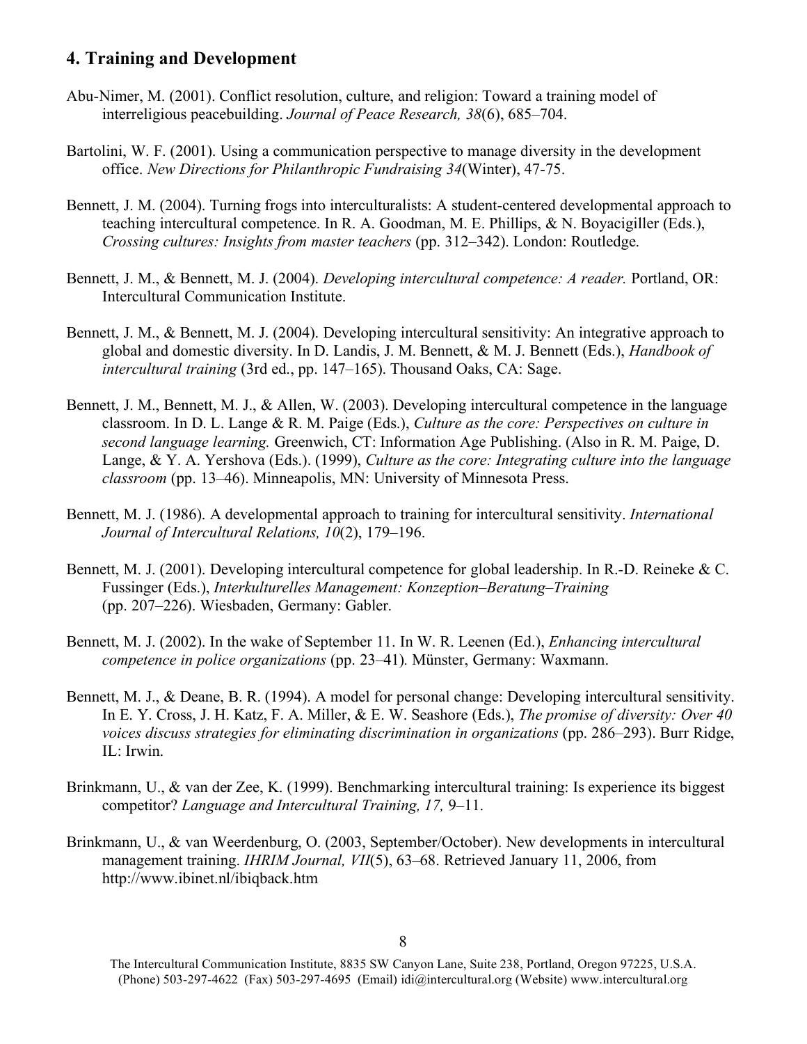## 4. Training and Development

Abu-Nimer, M. (2001). Conflict resolution, culture, and religion: Toward a training model of interreligious peacebuilding. *Journal of Peace Research, 38*(6), 685–704.

Bartolini, W. F. (2001). Using a communication perspective to manage diversity in the development office. *New Directions for Philanthropic Fundraising 34*(Winter), 47-75.

Bennett, J. M. (2004). Turning frogs into interculturalists: A student-centered developmental approach to teaching intercultural competence. In R. A. Goodman, M. E. Phillips, & N. Boyacigiller (Eds.), *Crossing cultures: Insights from master teachers* (pp. 312–342). London: Routledge.

Bennett, J. M., & Bennett, M. J. (2004). *Developing intercultural competence: A reader.* Portland, OR: Intercultural Communication Institute.

Bennett, J. M., & Bennett, M. J. (2004). Developing intercultural sensitivity: An integrative approach to global and domestic diversity. In D. Landis, J. M. Bennett, & M. J. Bennett (Eds.), *Handbook of intercultural training* (3rd ed., pp. 147–165). Thousand Oaks, CA: Sage.

Bennett, J. M., Bennett, M. J., & Allen, W. (2003). Developing intercultural competence in the language classroom. In D. L. Lange & R. M. Paige (Eds.), *Culture as the core: Perspectives on culture in second language learning.* Greenwich, CT: Information Age Publishing. (Also in R. M. Paige, D. Lange, & Y. A. Yershova (Eds.). (1999), *Culture as the core: Integrating culture into the language classroom* (pp. 13–46). Minneapolis, MN: University of Minnesota Press.

Bennett, M. J. (1986). A developmental approach to training for intercultural sensitivity. *International Journal of Intercultural Relations, 10*(2), 179–196.

Bennett, M. J. (2001). Developing intercultural competence for global leadership. In R.-D. Reineke & C. Fussinger (Eds.), *Interkulturelles Management: Konzeption–Beratung–Training* (pp. 207–226). Wiesbaden, Germany: Gabler.

Bennett, M. J. (2002). In the wake of September 11. In W. R. Leenen (Ed.), *Enhancing intercultural competence in police organizations* (pp. 23–41). Münster, Germany: Waxmann.

Bennett, M. J., & Deane, B. R. (1994). A model for personal change: Developing intercultural sensitivity. In E. Y. Cross, J. H. Katz, F. A. Miller, & E. W. Seashore (Eds.), *The promise of diversity: Over 40 voices discuss strategies for eliminating discrimination in organizations* (pp. 286–293). Burr Ridge, IL: Irwin.

Brinkmann, U., & van der Zee, K. (1999). Benchmarking intercultural training: Is experience its biggest competitor? *Language and Intercultural Training, 17,* 9–11.

Brinkmann, U., & van Weerdenburg, O. (2003, September/October). New developments in intercultural management training. *IHRIM Journal, VII*(5), 63–68. Retrieved January 11, 2006, from http://www.ibinet.nl/ibiqback.htm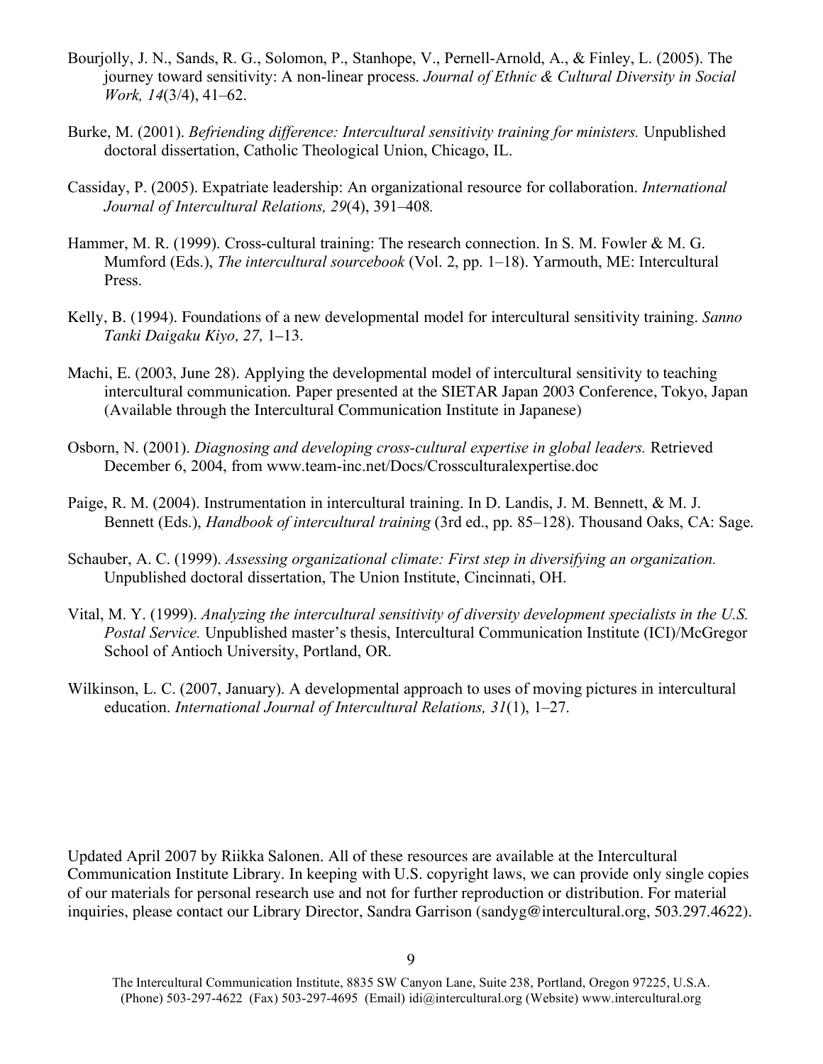Bourjolly, J. N., Sands, R. G., Solomon, P., Stanhope, V., Pernell-Arnold, A., & Finley, L. (2005). The journey toward sensitivity: A non-linear process. *Journal of Ethnic & Cultural Diversity in Social Work, 14*(3/4), 41–62.

Burke, M. (2001). *Befriending difference: Intercultural sensitivity training for ministers.* Unpublished doctoral dissertation, Catholic Theological Union, Chicago, IL.

Cassiday, P. (2005). Expatriate leadership: An organizational resource for collaboration. *International Journal of Intercultural Relations, 29*(4), 391–408.

Hammer, M. R. (1999). Cross-cultural training: The research connection. In S. M. Fowler & M. G. Mumford (Eds.), *The intercultural sourcebook* (Vol. 2, pp. 1–18). Yarmouth, ME: Intercultural Press.

Kelly, B. (1994). Foundations of a new developmental model for intercultural sensitivity training. *Sanno Tanki Daigaku Kiyo, 27,* 1–13.

Machi, E. (2003, June 28). Applying the developmental model of intercultural sensitivity to teaching intercultural communication. Paper presented at the SIETAR Japan 2003 Conference, Tokyo, Japan (Available through the Intercultural Communication Institute in Japanese)

Osborn, N. (2001). *Diagnosing and developing cross-cultural expertise in global leaders.* Retrieved December 6, 2004, from www.team-inc.net/Docs/Crossculturalexpertise.doc

Paige, R. M. (2004). Instrumentation in intercultural training. In D. Landis, J. M. Bennett, & M. J. Bennett (Eds.), *Handbook of intercultural training* (3rd ed., pp. 85–128). Thousand Oaks, CA: Sage.

Schauber, A. C. (1999). *Assessing organizational climate: First step in diversifying an organization.* Unpublished doctoral dissertation, The Union Institute, Cincinnati, OH.

Vital, M. Y. (1999). *Analyzing the intercultural sensitivity of diversity development specialists in the U.S. Postal Service.* Unpublished master's thesis, Intercultural Communication Institute (ICI)/McGregor School of Antioch University, Portland, OR.

Wilkinson, L. C. (2007, January). A developmental approach to uses of moving pictures in intercultural education. *International Journal of Intercultural Relations, 31*(1), 1–27.

Updated April 2007 by Riikka Salonen. All of these resources are available at the Intercultural Communication Institute Library. In keeping with U.S. copyright laws, we can provide only single copies of our materials for personal research use and not for further reproduction or distribution. For material inquiries, please contact our Library Director, Sandra Garrison (sandyg@intercultural.org, 503.297.4622).